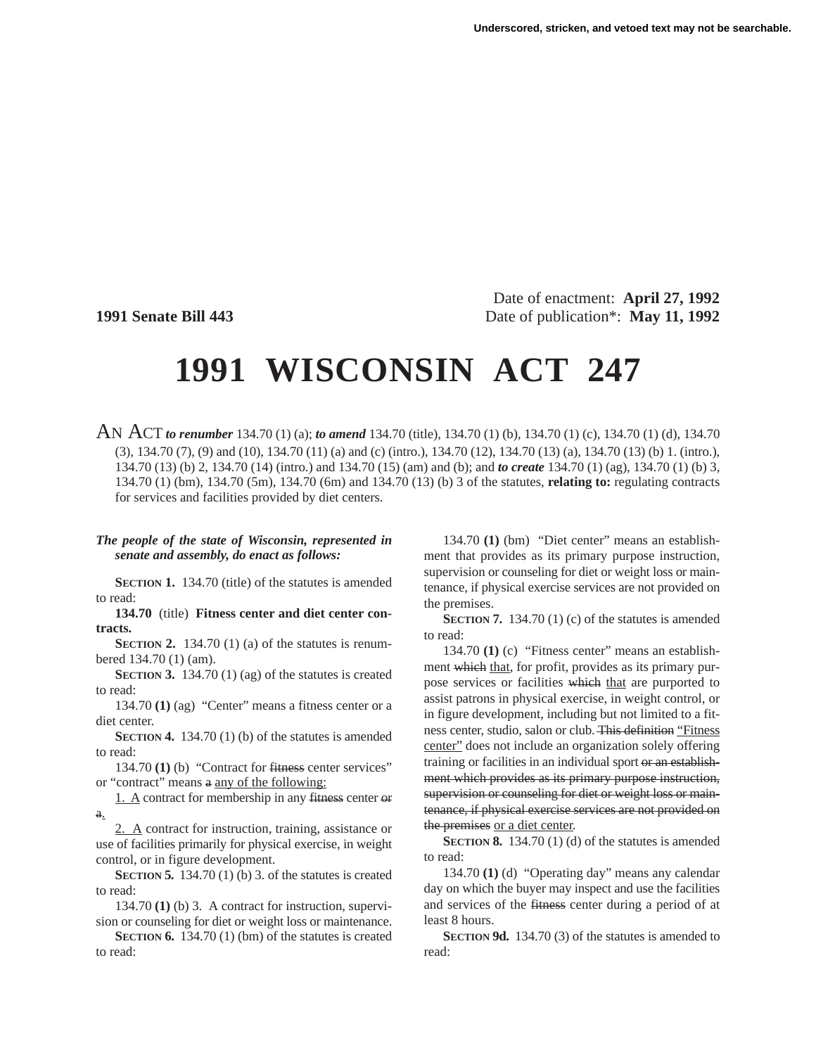Underscored, stricken, and vetoed text may not be searchable.

Date of enactment: **April 27, 1992**

**1991 Senate Bill 443** Date of publication*: **May 11, 1992**

# 1991 WISCONSIN ACT 247

AN ACT ***to renumber*** 134.70 (1) (a); ***to amend*** 134.70 (title), 134.70 (1) (b), 134.70 (1) (c), 134.70 (1) (d), 134.70 (3), 134.70 (7), (9) and (10), 134.70 (11) (a) and (c) (intro.), 134.70 (12), 134.70 (13) (a), 134.70 (13) (b) 1. (intro.), 134.70 (13) (b) 2, 134.70 (14) (intro.) and 134.70 (15) (am) and (b); and ***to create*** 134.70 (1) (ag), 134.70 (1) (b) 3, 134.70 (1) (bm), 134.70 (5m), 134.70 (6m) and 134.70 (13) (b) 3 of the statutes, **relating to:** regulating contracts for services and facilities provided by diet centers.

***The people of the state of Wisconsin, represented in senate and assembly, do enact as follows:***

**SECTION 1.** 134.70 (title) of the statutes is amended to read:

**134.70** (title) **Fitness center and diet center contracts.**

**SECTION 2.** 134.70 (1) (a) of the statutes is renumbered 134.70 (1) (am).

**SECTION 3.** 134.70 (1) (ag) of the statutes is created to read:

134.70 **(1)** (ag) "Center" means a fitness center or a diet center.

**SECTION 4.** 134.70 (1) (b) of the statutes is amended to read:

134.70 **(1)** (b) "Contract for ~~fitness~~ center services" or "contract" means ~~a~~ <u>any of the following:</u>

<u>1. A</u> contract for membership in any ~~fitness~~ center ~~or a~~<u>.</u>

<u>2. A</u> contract for instruction, training, assistance or use of facilities primarily for physical exercise, in weight control, or in figure development.

**SECTION 5.** 134.70 (1) (b) 3. of the statutes is created to read:

134.70 **(1)** (b) 3. A contract for instruction, supervision or counseling for diet or weight loss or maintenance.

**SECTION 6.** 134.70 (1) (bm) of the statutes is created to read:

134.70 **(1)** (bm) "Diet center" means an establishment that provides as its primary purpose instruction, supervision or counseling for diet or weight loss or maintenance, if physical exercise services are not provided on the premises.

**SECTION 7.** 134.70 (1) (c) of the statutes is amended to read:

134.70 **(1)** (c) "Fitness center" means an establishment ~~which~~ <u>that</u>, for profit, provides as its primary purpose services or facilities ~~which~~ <u>that</u> are purported to assist patrons in physical exercise, in weight control, or in figure development, including but not limited to a fitness center, studio, salon or club. ~~This definition~~ <u>"Fitness center"</u> does not include an organization solely offering training or facilities in an individual sport ~~or an establishment which provides as its primary purpose instruction, supervision or counseling for diet or weight loss or maintenance, if physical exercise services are not provided on the premises~~ <u>or a diet center</u>.

**SECTION 8.** 134.70 (1) (d) of the statutes is amended to read:

134.70 **(1)** (d) "Operating day" means any calendar day on which the buyer may inspect and use the facilities and services of the ~~fitness~~ center during a period of at least 8 hours.

**SECTION 9d.** 134.70 (3) of the statutes is amended to read: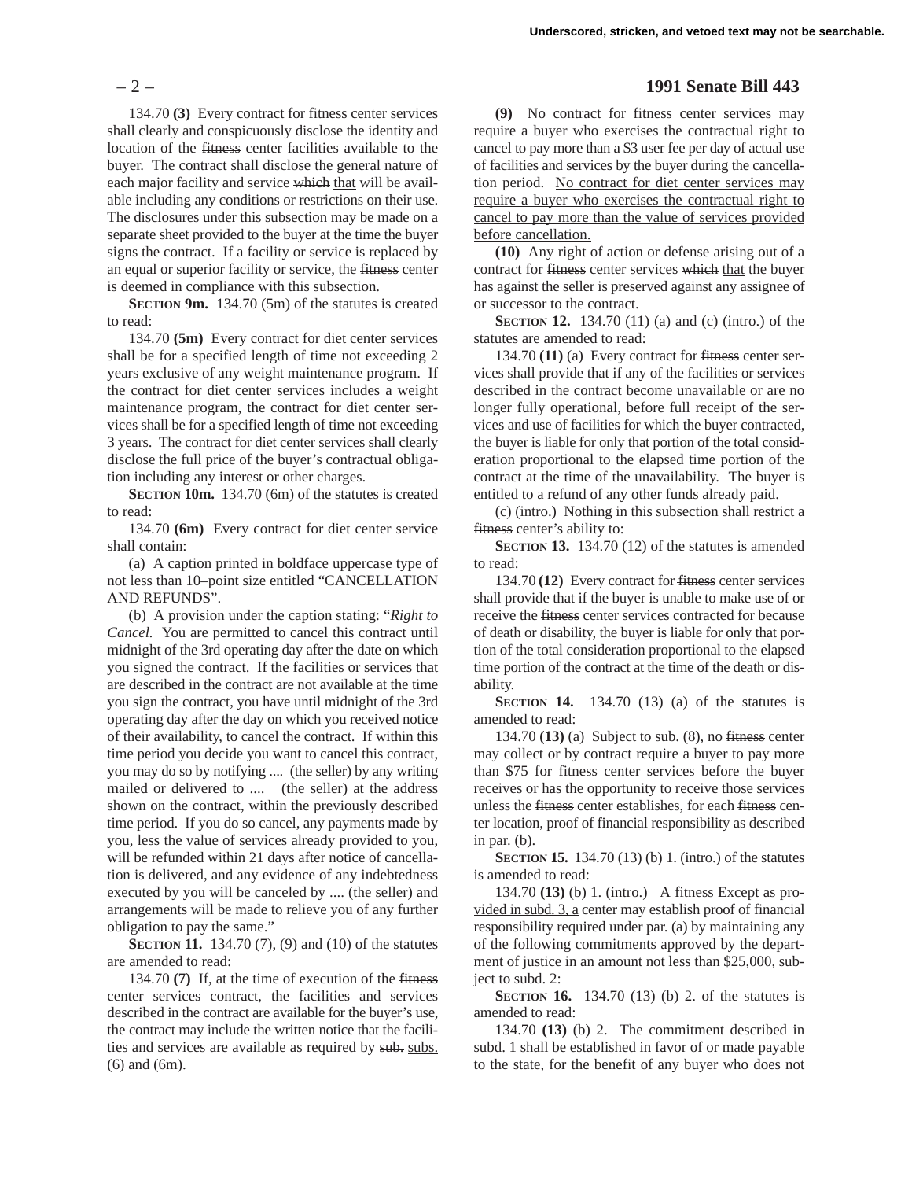134.70 **(3)** Every contract for ~~fitness~~ center services shall clearly and conspicuously disclose the identity and location of the ~~fitness~~ center facilities available to the buyer. The contract shall disclose the general nature of each major facility and service ~~which~~ <u>that</u> will be available including any conditions or restrictions on their use. The disclosures under this subsection may be made on a separate sheet provided to the buyer at the time the buyer signs the contract. If a facility or service is replaced by an equal or superior facility or service, the ~~fitness~~ center is deemed in compliance with this subsection.

**SECTION 9m.** 134.70 (5m) of the statutes is created to read:

134.70 **(5m)** Every contract for diet center services shall be for a specified length of time not exceeding 2 years exclusive of any weight maintenance program. If the contract for diet center services includes a weight maintenance program, the contract for diet center services shall be for a specified length of time not exceeding 3 years. The contract for diet center services shall clearly disclose the full price of the buyer's contractual obligation including any interest or other charges.

**SECTION 10m.** 134.70 (6m) of the statutes is created to read:

134.70 **(6m)** Every contract for diet center service shall contain:

(a) A caption printed in boldface uppercase type of not less than 10–point size entitled "CANCELLATION AND REFUNDS".

(b) A provision under the caption stating: "*Right to Cancel.* You are permitted to cancel this contract until midnight of the 3rd operating day after the date on which you signed the contract. If the facilities or services that are described in the contract are not available at the time you sign the contract, you have until midnight of the 3rd operating day after the day on which you received notice of their availability, to cancel the contract. If within this time period you decide you want to cancel this contract, you may do so by notifying .... (the seller) by any writing mailed or delivered to .... (the seller) at the address shown on the contract, within the previously described time period. If you do so cancel, any payments made by you, less the value of services already provided to you, will be refunded within 21 days after notice of cancellation is delivered, and any evidence of any indebtedness executed by you will be canceled by .... (the seller) and arrangements will be made to relieve you of any further obligation to pay the same."

**SECTION 11.** 134.70 (7), (9) and (10) of the statutes are amended to read:

134.70 **(7)** If, at the time of execution of the ~~fitness~~ center services contract, the facilities and services described in the contract are available for the buyer's use, the contract may include the written notice that the facilities and services are available as required by ~~sub.~~ <u>subs.</u> (6) <u>and (6m)</u>.

**(9)** No contract <u>for fitness center services</u> may require a buyer who exercises the contractual right to cancel to pay more than a $3 user fee per day of actual use of facilities and services by the buyer during the cancellation period. <u>No contract for diet center services may require a buyer who exercises the contractual right to cancel to pay more than the value of services provided before cancellation.</u>

**(10)** Any right of action or defense arising out of a contract for ~~fitness~~ center services ~~which~~ <u>that</u> the buyer has against the seller is preserved against any assignee of or successor to the contract.

**SECTION 12.** 134.70 (11) (a) and (c) (intro.) of the statutes are amended to read:

134.70 **(11)** (a) Every contract for ~~fitness~~ center services shall provide that if any of the facilities or services described in the contract become unavailable or are no longer fully operational, before full receipt of the services and use of facilities for which the buyer contracted, the buyer is liable for only that portion of the total consideration proportional to the elapsed time portion of the contract at the time of the unavailability. The buyer is entitled to a refund of any other funds already paid.

(c) (intro.) Nothing in this subsection shall restrict a ~~fitness~~ center's ability to:

**SECTION 13.** 134.70 (12) of the statutes is amended to read:

134.70 **(12)** Every contract for ~~fitness~~ center services shall provide that if the buyer is unable to make use of or receive the ~~fitness~~ center services contracted for because of death or disability, the buyer is liable for only that portion of the total consideration proportional to the elapsed time portion of the contract at the time of the death or disability.

**SECTION 14.** 134.70 (13) (a) of the statutes is amended to read:

134.70 **(13)** (a) Subject to sub. (8), no ~~fitness~~ center may collect or by contract require a buyer to pay more than $75 for ~~fitness~~ center services before the buyer receives or has the opportunity to receive those services unless the ~~fitness~~ center establishes, for each ~~fitness~~ center location, proof of financial responsibility as described in par. (b).

**SECTION 15.** 134.70 (13) (b) 1. (intro.) of the statutes is amended to read:

134.70 **(13)** (b) 1. (intro.) ~~A fitness~~ <u>Except as provided in subd. 3, a</u> center may establish proof of financial responsibility required under par. (a) by maintaining any of the following commitments approved by the department of justice in an amount not less than $25,000, subject to subd. 2:

**SECTION 16.** 134.70 (13) (b) 2. of the statutes is amended to read:

134.70 **(13)** (b) 2. The commitment described in subd. 1 shall be established in favor of or made payable to the state, for the benefit of any buyer who does not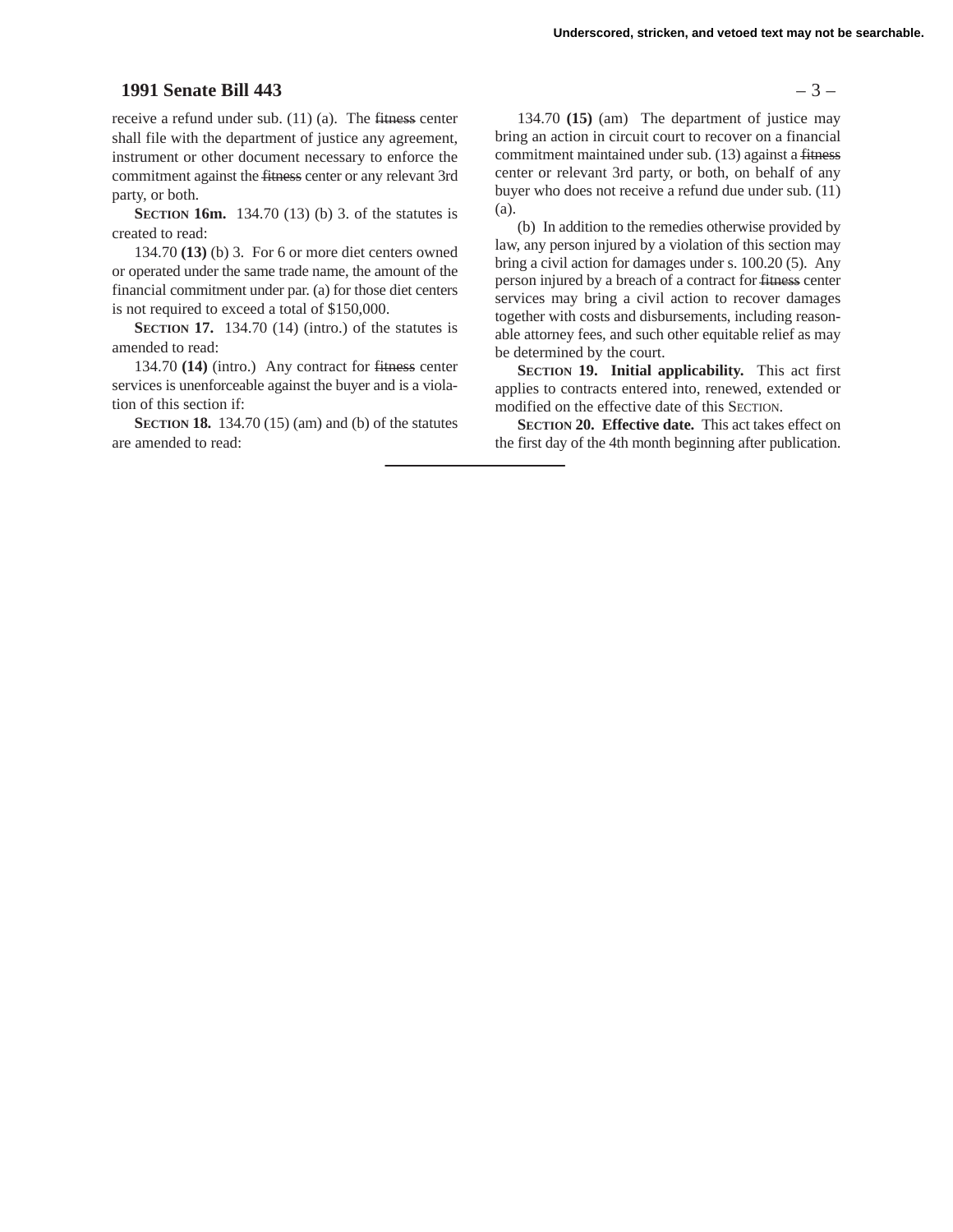receive a refund under sub. (11) (a). The ~~fitness~~ center shall file with the department of justice any agreement, instrument or other document necessary to enforce the commitment against the ~~fitness~~ center or any relevant 3rd party, or both.

**SECTION 16m.** 134.70 (13) (b) 3. of the statutes is created to read:

134.70 **(13)** (b) 3. For 6 or more diet centers owned or operated under the same trade name, the amount of the financial commitment under par. (a) for those diet centers is not required to exceed a total of $150,000.

**SECTION 17.** 134.70 (14) (intro.) of the statutes is amended to read:

134.70 **(14)** (intro.) Any contract for ~~fitness~~ center services is unenforceable against the buyer and is a violation of this section if:

**SECTION 18.** 134.70 (15) (am) and (b) of the statutes are amended to read:

134.70 **(15)** (am) The department of justice may bring an action in circuit court to recover on a financial commitment maintained under sub. (13) against a ~~fitness~~ center or relevant 3rd party, or both, on behalf of any buyer who does not receive a refund due under sub. (11) (a).

(b) In addition to the remedies otherwise provided by law, any person injured by a violation of this section may bring a civil action for damages under s. 100.20 (5). Any person injured by a breach of a contract for ~~fitness~~ center services may bring a civil action to recover damages together with costs and disbursements, including reasonable attorney fees, and such other equitable relief as may be determined by the court.

**SECTION 19. Initial applicability.** This act first applies to contracts entered into, renewed, extended or modified on the effective date of this SECTION.

**SECTION 20. Effective date.** This act takes effect on the first day of the 4th month beginning after publication.